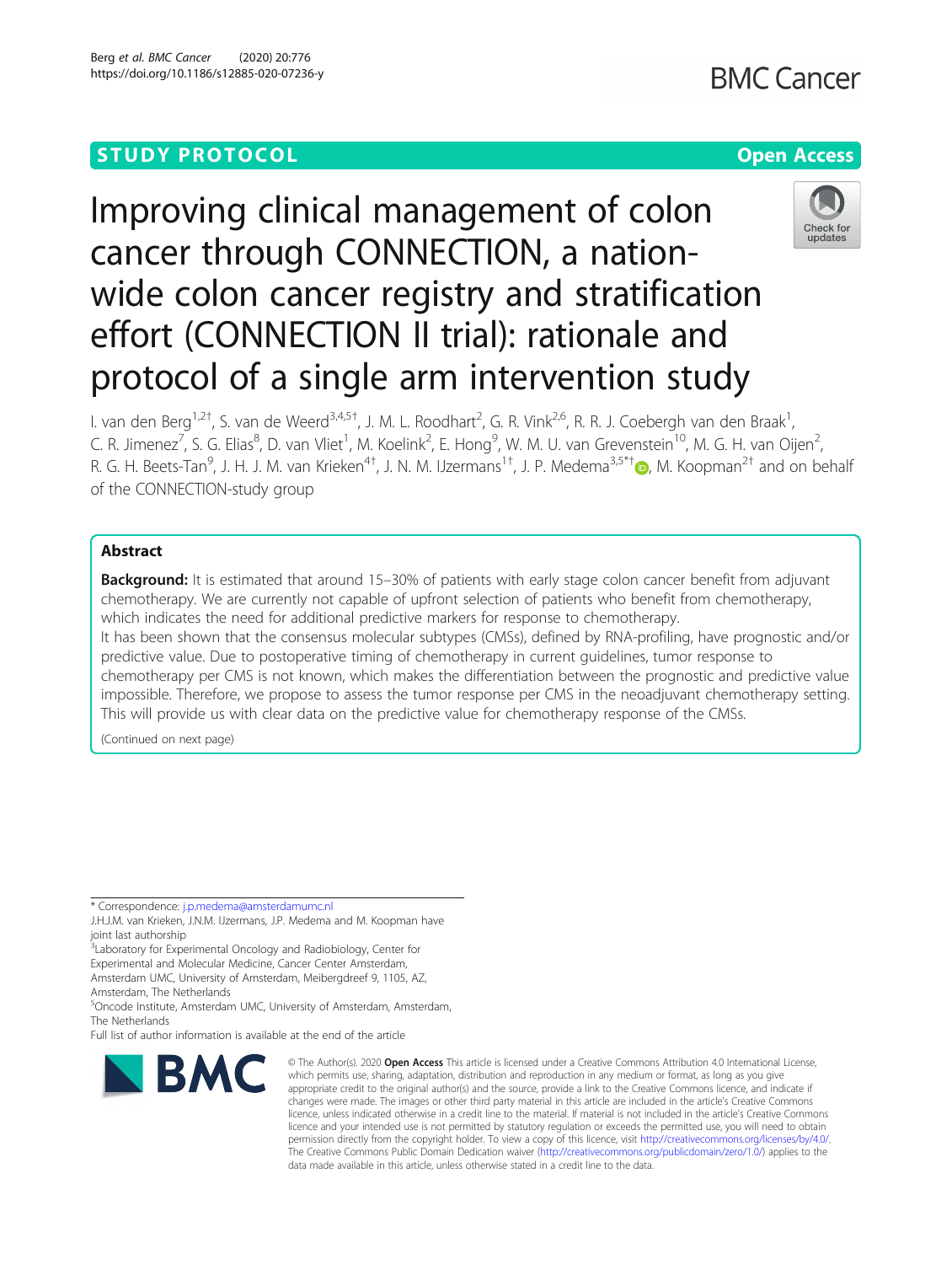STUDY PROTOCOL

Open Access

# Improving clinical management of colon cancer through CONNECTION, a nation-wide colon cancer registry and stratification effort (CONNECTION II trial): rationale and protocol of a single arm intervention study

I. van den Berg[1,2†], S. van de Weerd[3,4,5†], J. M. L. Roodhart[2], G. R. Vink[2,6], R. R. J. Coebergh van den Braak[1], C. R. Jimenez[7], S. G. Elias[8], D. van Vliet[1], M. Koelink[2], E. Hong[9], W. M. U. van Grevenstein[10], M. G. H. van Oijen[2], R. G. H. Beets-Tan[9], J. H. J. M. van Krieken[4†], J. N. M. IJzermans[1†], J. P. Medema[3,5*†], M. Koopman[2†] and on behalf of the CONNECTION-study group

## Abstract

**Background:** It is estimated that around 15–30% of patients with early stage colon cancer benefit from adjuvant chemotherapy. We are currently not capable of upfront selection of patients who benefit from chemotherapy, which indicates the need for additional predictive markers for response to chemotherapy.

It has been shown that the consensus molecular subtypes (CMSs), defined by RNA-profiling, have prognostic and/or predictive value. Due to postoperative timing of chemotherapy in current guidelines, tumor response to chemotherapy per CMS is not known, which makes the differentiation between the prognostic and predictive value impossible. Therefore, we propose to assess the tumor response per CMS in the neoadjuvant chemotherapy setting. This will provide us with clear data on the predictive value for chemotherapy response of the CMSs.

(Continued on next page)

\* Correspondence: j.p.medema@amsterdamumc.nl

J.H.J.M. van Krieken, J.N.M. IJzermans, J.P. Medema and M. Koopman have joint last authorship

[3]Laboratory for Experimental Oncology and Radiobiology, Center for Experimental and Molecular Medicine, Cancer Center Amsterdam, Amsterdam UMC, University of Amsterdam, Meibergdreef 9, 1105, AZ, Amsterdam, The Netherlands

[5]Oncode Institute, Amsterdam UMC, University of Amsterdam, Amsterdam, The Netherlands

Full list of author information is available at the end of the article

© The Author(s). 2020 **Open Access** This article is licensed under a Creative Commons Attribution 4.0 International License, which permits use, sharing, adaptation, distribution and reproduction in any medium or format, as long as you give appropriate credit to the original author(s) and the source, provide a link to the Creative Commons licence, and indicate if changes were made. The images or other third party material in this article are included in the article's Creative Commons licence, unless indicated otherwise in a credit line to the material. If material is not included in the article's Creative Commons licence and your intended use is not permitted by statutory regulation or exceeds the permitted use, you will need to obtain permission directly from the copyright holder. To view a copy of this licence, visit http://creativecommons.org/licenses/by/4.0/. The Creative Commons Public Domain Dedication waiver (http://creativecommons.org/publicdomain/zero/1.0/) applies to the data made available in this article, unless otherwise stated in a credit line to the data.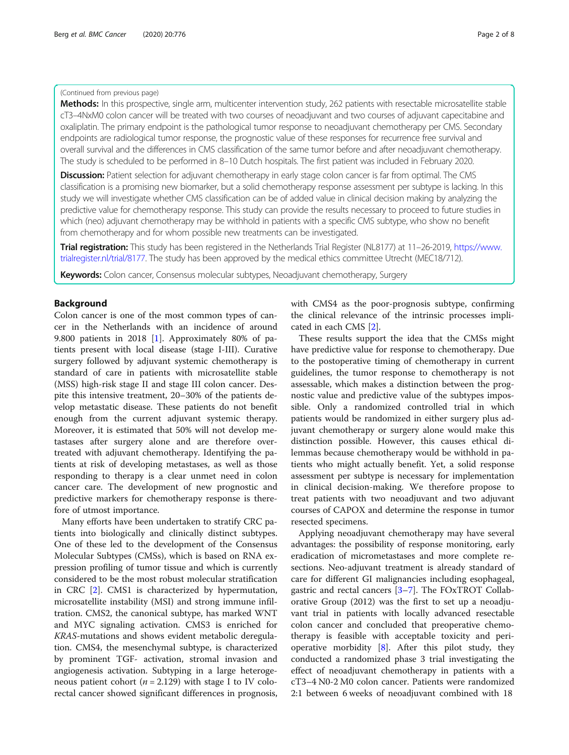(Continued from previous page)

**Methods:** In this prospective, single arm, multicenter intervention study, 262 patients with resectable microsatellite stable cT3–4NxM0 colon cancer will be treated with two courses of neoadjuvant and two courses of adjuvant capecitabine and oxaliplatin. The primary endpoint is the pathological tumor response to neoadjuvant chemotherapy per CMS. Secondary endpoints are radiological tumor response, the prognostic value of these responses for recurrence free survival and overall survival and the differences in CMS classification of the same tumor before and after neoadjuvant chemotherapy. The study is scheduled to be performed in 8–10 Dutch hospitals. The first patient was included in February 2020.

**Discussion:** Patient selection for adjuvant chemotherapy in early stage colon cancer is far from optimal. The CMS classification is a promising new biomarker, but a solid chemotherapy response assessment per subtype is lacking. In this study we will investigate whether CMS classification can be of added value in clinical decision making by analyzing the predictive value for chemotherapy response. This study can provide the results necessary to proceed to future studies in which (neo) adjuvant chemotherapy may be withhold in patients with a specific CMS subtype, who show no benefit from chemotherapy and for whom possible new treatments can be investigated.

**Trial registration:** This study has been registered in the Netherlands Trial Register (NL8177) at 11–26-2019, https://www.trialregister.nl/trial/8177. The study has been approved by the medical ethics committee Utrecht (MEC18/712).

**Keywords:** Colon cancer, Consensus molecular subtypes, Neoadjuvant chemotherapy, Surgery

## Background

Colon cancer is one of the most common types of cancer in the Netherlands with an incidence of around 9.800 patients in 2018 [1]. Approximately 80% of patients present with local disease (stage I-III). Curative surgery followed by adjuvant systemic chemotherapy is standard of care in patients with microsatellite stable (MSS) high-risk stage II and stage III colon cancer. Despite this intensive treatment, 20–30% of the patients develop metastatic disease. These patients do not benefit enough from the current adjuvant systemic therapy. Moreover, it is estimated that 50% will not develop metastases after surgery alone and are therefore overtreated with adjuvant chemotherapy. Identifying the patients at risk of developing metastases, as well as those responding to therapy is a clear unmet need in colon cancer care. The development of new prognostic and predictive markers for chemotherapy response is therefore of utmost importance.

Many efforts have been undertaken to stratify CRC patients into biologically and clinically distinct subtypes. One of these led to the development of the Consensus Molecular Subtypes (CMSs), which is based on RNA expression profiling of tumor tissue and which is currently considered to be the most robust molecular stratification in CRC [2]. CMS1 is characterized by hypermutation, microsatellite instability (MSI) and strong immune infiltration. CMS2, the canonical subtype, has marked WNT and MYC signaling activation. CMS3 is enriched for *KRAS*-mutations and shows evident metabolic deregulation. CMS4, the mesenchymal subtype, is characterized by prominent TGF- activation, stromal invasion and angiogenesis activation. Subtyping in a large heterogeneous patient cohort ($n$ = 2.129) with stage I to IV colorectal cancer showed significant differences in prognosis, with CMS4 as the poor-prognosis subtype, confirming the clinical relevance of the intrinsic processes implicated in each CMS [2].

These results support the idea that the CMSs might have predictive value for response to chemotherapy. Due to the postoperative timing of chemotherapy in current guidelines, the tumor response to chemotherapy is not assessable, which makes a distinction between the prognostic value and predictive value of the subtypes impossible. Only a randomized controlled trial in which patients would be randomized in either surgery plus adjuvant chemotherapy or surgery alone would make this distinction possible. However, this causes ethical dilemmas because chemotherapy would be withhold in patients who might actually benefit. Yet, a solid response assessment per subtype is necessary for implementation in clinical decision-making. We therefore propose to treat patients with two neoadjuvant and two adjuvant courses of CAPOX and determine the response in tumor resected specimens.

Applying neoadjuvant chemotherapy may have several advantages: the possibility of response monitoring, early eradication of micrometastases and more complete resections. Neo-adjuvant treatment is already standard of care for different GI malignancies including esophageal, gastric and rectal cancers [3–7]. The FOxTROT Collaborative Group (2012) was the first to set up a neoadjuvant trial in patients with locally advanced resectable colon cancer and concluded that preoperative chemotherapy is feasible with acceptable toxicity and perioperative morbidity [8]. After this pilot study, they conducted a randomized phase 3 trial investigating the effect of neoadjuvant chemotherapy in patients with a cT3–4 N0-2 M0 colon cancer. Patients were randomized 2:1 between 6 weeks of neoadjuvant combined with 18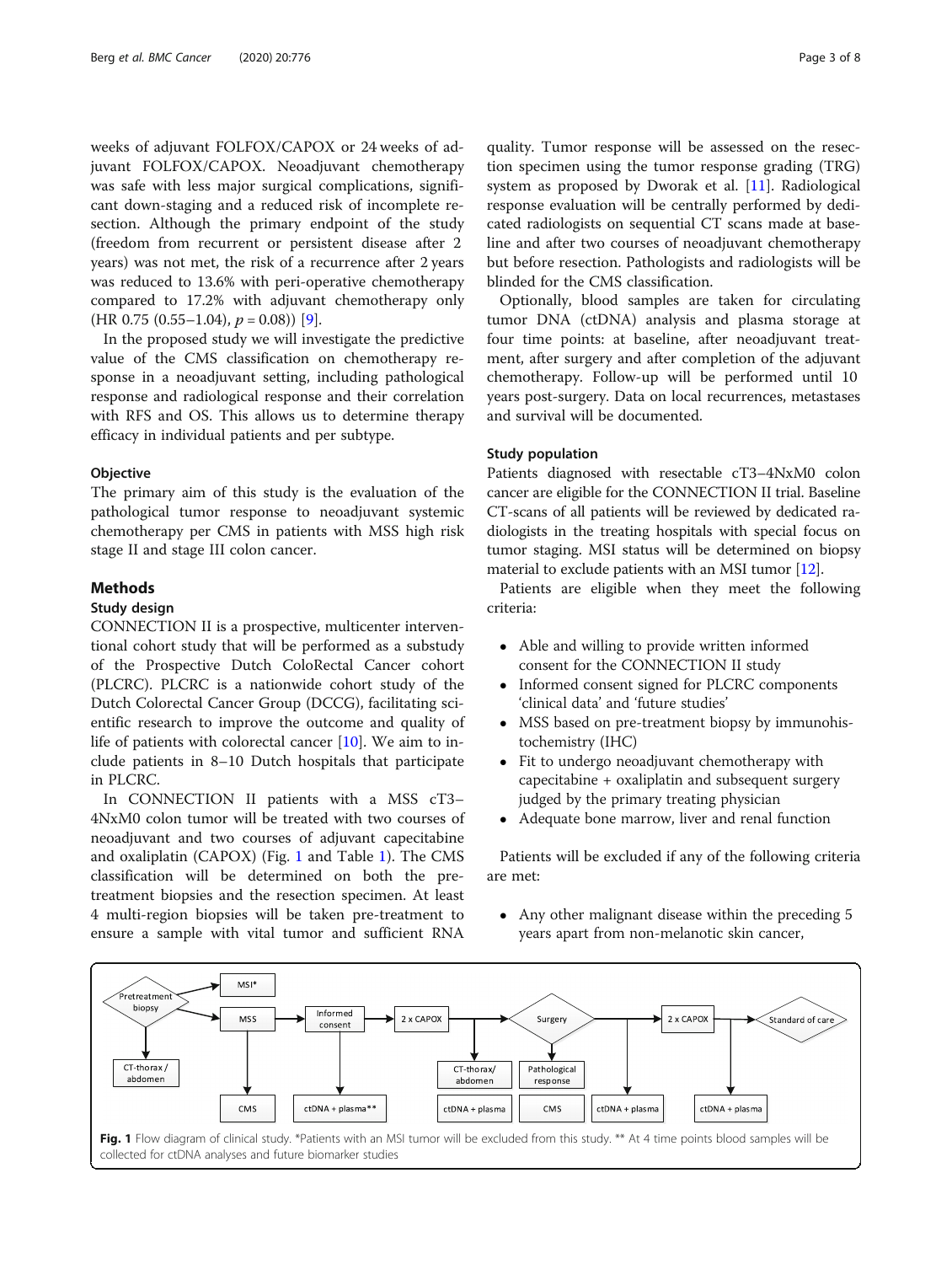weeks of adjuvant FOLFOX/CAPOX or 24 weeks of adjuvant FOLFOX/CAPOX. Neoadjuvant chemotherapy was safe with less major surgical complications, significant down-staging and a reduced risk of incomplete resection. Although the primary endpoint of the study (freedom from recurrent or persistent disease after 2 years) was not met, the risk of a recurrence after 2 years was reduced to 13.6% with peri-operative chemotherapy compared to 17.2% with adjuvant chemotherapy only (HR 0.75 (0.55–1.04), $p = 0.08$)) [9].

In the proposed study we will investigate the predictive value of the CMS classification on chemotherapy response in a neoadjuvant setting, including pathological response and radiological response and their correlation with RFS and OS. This allows us to determine therapy efficacy in individual patients and per subtype.

### Objective

The primary aim of this study is the evaluation of the pathological tumor response to neoadjuvant systemic chemotherapy per CMS in patients with MSS high risk stage II and stage III colon cancer.

## Methods

### Study design

CONNECTION II is a prospective, multicenter interventional cohort study that will be performed as a substudy of the Prospective Dutch ColoRectal Cancer cohort (PLCRC). PLCRC is a nationwide cohort study of the Dutch Colorectal Cancer Group (DCCG), facilitating scientific research to improve the outcome and quality of life of patients with colorectal cancer [10]. We aim to include patients in 8–10 Dutch hospitals that participate in PLCRC.

In CONNECTION II patients with a MSS cT3–4NxM0 colon tumor will be treated with two courses of neoadjuvant and two courses of adjuvant capecitabine and oxaliplatin (CAPOX) (Fig. 1 and Table 1). The CMS classification will be determined on both the pre-treatment biopsies and the resection specimen. At least 4 multi-region biopsies will be taken pre-treatment to ensure a sample with vital tumor and sufficient RNA quality. Tumor response will be assessed on the resection specimen using the tumor response grading (TRG) system as proposed by Dworak et al. [11]. Radiological response evaluation will be centrally performed by dedicated radiologists on sequential CT scans made at baseline and after two courses of neoadjuvant chemotherapy but before resection. Pathologists and radiologists will be blinded for the CMS classification.

Optionally, blood samples are taken for circulating tumor DNA (ctDNA) analysis and plasma storage at four time points: at baseline, after neoadjuvant treatment, after surgery and after completion of the adjuvant chemotherapy. Follow-up will be performed until 10 years post-surgery. Data on local recurrences, metastases and survival will be documented.

### Study population

Patients diagnosed with resectable cT3–4NxM0 colon cancer are eligible for the CONNECTION II trial. Baseline CT-scans of all patients will be reviewed by dedicated radiologists in the treating hospitals with special focus on tumor staging. MSI status will be determined on biopsy material to exclude patients with an MSI tumor [12].

Patients are eligible when they meet the following criteria:

- Able and willing to provide written informed consent for the CONNECTION II study
- Informed consent signed for PLCRC components 'clinical data' and 'future studies'
- MSS based on pre-treatment biopsy by immunohistochemistry (IHC)
- Fit to undergo neoadjuvant chemotherapy with capecitabine + oxaliplatin and subsequent surgery judged by the primary treating physician
- Adequate bone marrow, liver and renal function

Patients will be excluded if any of the following criteria are met:

- Any other malignant disease within the preceding 5 years apart from non-melanotic skin cancer,

Fig. 1 Flow diagram of clinical study. *Patients with an MSI tumor will be excluded from this study. ** At 4 time points blood samples will be collected for ctDNA analyses and future biomarker studies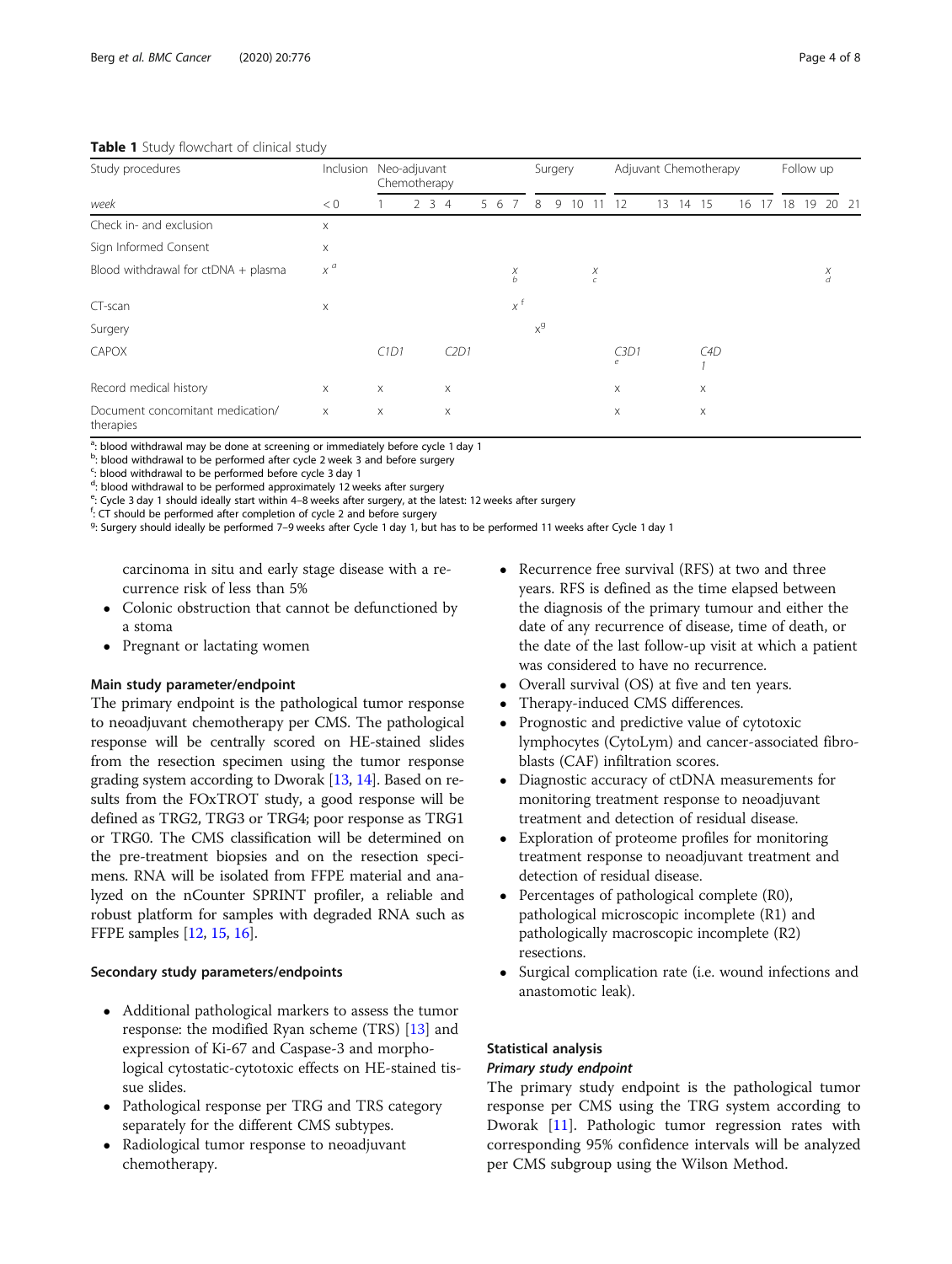**Table 1** Study flowchart of clinical study

| Study procedures | Inclusion | Neo-adjuvant Chemotherapy | | | | | | | Surgery | | | | Adjuvant Chemotherapy | | | | | | Follow up | | | |
|---|---|---|---|---|---|---|---|---|---|---|---|---|---|---|---|---|---|---|---|---|---|---|
| *week* | < 0 | 1 | 2 | 3 | 4 | 5 | 6 | 7 | 8 | 9 | 10 | 11 | 12 | 13 | 14 | 15 | 16 | 17 | 18 | 19 | 20 | 21 |
| Check in- and exclusion | x | | | | | | | | | | | | | | | | | | | | | |
| Sign Informed Consent | x | | | | | | | | | | | | | | | | | | | | | |
| Blood withdrawal for ctDNA + plasma | x [a] | | | | | | | x [b] | | | | x [c] | | | | | | | | | x [d] | |
| CT-scan | x | | | | | | | x [f] | | | | | | | | | | | | | | |
| Surgery | | | | | | | | | x [g] | | | | | | | | | | | | | |
| CAPOX | | C1D1 | | | C2D1 | | | | | | | | C3D1 [e] | | | C4D1 | | | | | | |
| Record medical history | x | x | | | x | | | | | | | | x | | | x | | | | | | |
| Document concomitant medication/ therapies | x | x | | | x | | | | | | | | x | | | x | | | | | | |

[a]: blood withdrawal may be done at screening or immediately before cycle 1 day 1
[b]: blood withdrawal to be performed after cycle 2 week 3 and before surgery
[c]: blood withdrawal to be performed before cycle 3 day 1
[d]: blood withdrawal to be performed approximately 12 weeks after surgery
[e]: Cycle 3 day 1 should ideally start within 4–8 weeks after surgery, at the latest: 12 weeks after surgery
[f]: CT should be performed after completion of cycle 2 and before surgery
[g]: Surgery should ideally be performed 7–9 weeks after Cycle 1 day 1, but has to be performed 11 weeks after Cycle 1 day 1

carcinoma in situ and early stage disease with a recurrence risk of less than 5%

- Colonic obstruction that cannot be defunctioned by a stoma
- Pregnant or lactating women

### Main study parameter/endpoint

The primary endpoint is the pathological tumor response to neoadjuvant chemotherapy per CMS. The pathological response will be centrally scored on HE-stained slides from the resection specimen using the tumor response grading system according to Dworak [13, 14]. Based on results from the FOxTROT study, a good response will be defined as TRG2, TRG3 or TRG4; poor response as TRG1 or TRG0. The CMS classification will be determined on the pre-treatment biopsies and on the resection specimens. RNA will be isolated from FFPE material and analyzed on the nCounter SPRINT profiler, a reliable and robust platform for samples with degraded RNA such as FFPE samples [12, 15, 16].

### Secondary study parameters/endpoints

- Additional pathological markers to assess the tumor response: the modified Ryan scheme (TRS) [13] and expression of Ki-67 and Caspase-3 and morphological cytostatic-cytotoxic effects on HE-stained tissue slides.
- Pathological response per TRG and TRS category separately for the different CMS subtypes.
- Radiological tumor response to neoadjuvant chemotherapy.
- Recurrence free survival (RFS) at two and three years. RFS is defined as the time elapsed between the diagnosis of the primary tumour and either the date of any recurrence of disease, time of death, or the date of the last follow-up visit at which a patient was considered to have no recurrence.
- Overall survival (OS) at five and ten years.
- Therapy-induced CMS differences.
- Prognostic and predictive value of cytotoxic lymphocytes (CytoLym) and cancer-associated fibroblasts (CAF) infiltration scores.
- Diagnostic accuracy of ctDNA measurements for monitoring treatment response to neoadjuvant treatment and detection of residual disease.
- Exploration of proteome profiles for monitoring treatment response to neoadjuvant treatment and detection of residual disease.
- Percentages of pathological complete (R0), pathological microscopic incomplete (R1) and pathologically macroscopic incomplete (R2) resections.
- Surgical complication rate (i.e. wound infections and anastomotic leak).

### Statistical analysis

#### *Primary study endpoint*

The primary study endpoint is the pathological tumor response per CMS using the TRG system according to Dworak [11]. Pathologic tumor regression rates with corresponding 95% confidence intervals will be analyzed per CMS subgroup using the Wilson Method.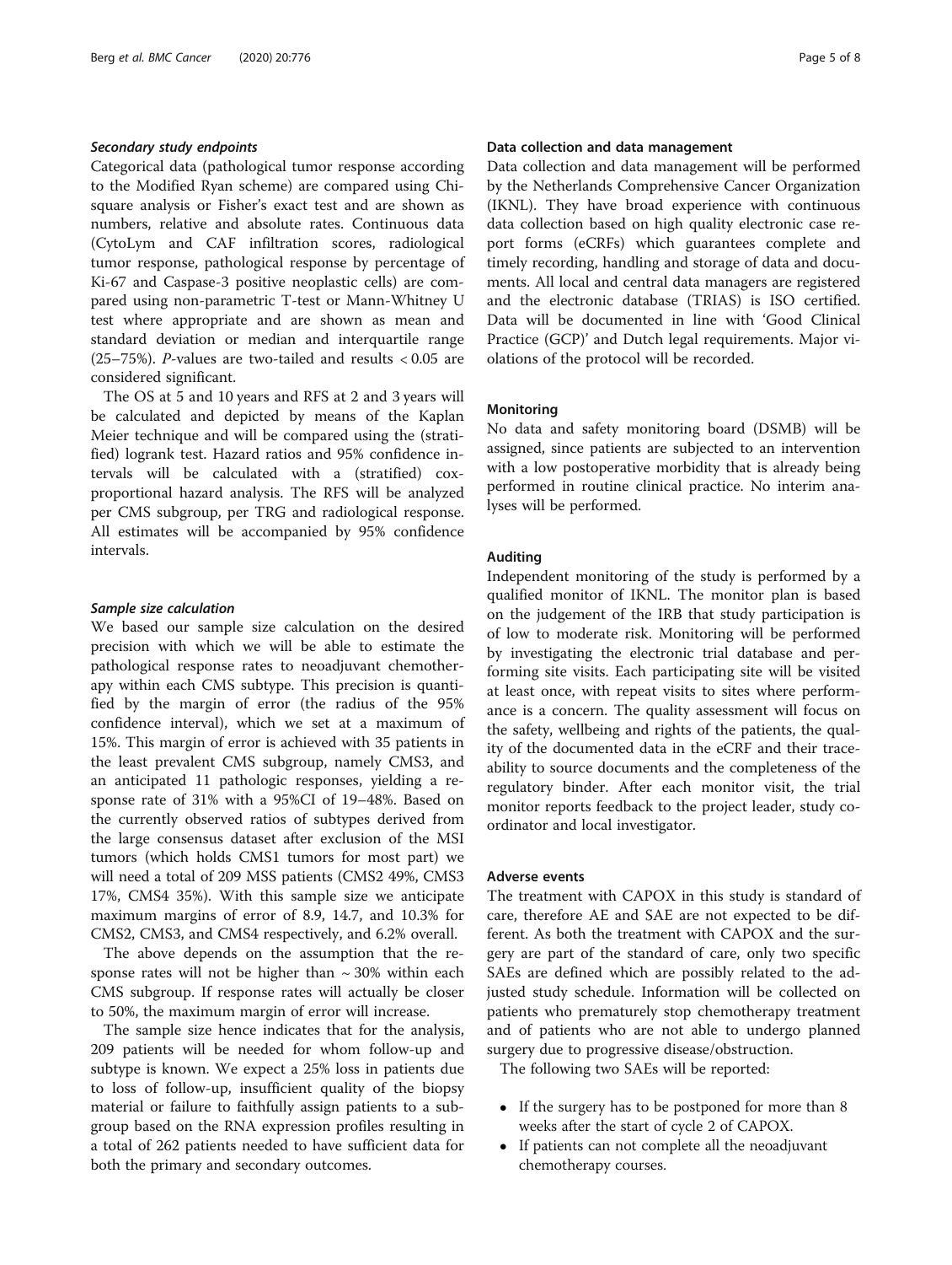#### *Secondary study endpoints*

Categorical data (pathological tumor response according to the Modified Ryan scheme) are compared using Chi-square analysis or Fisher's exact test and are shown as numbers, relative and absolute rates. Continuous data (CytoLym and CAF infiltration scores, radiological tumor response, pathological response by percentage of Ki-67 and Caspase-3 positive neoplastic cells) are compared using non-parametric T-test or Mann-Whitney U test where appropriate and are shown as mean and standard deviation or median and interquartile range (25–75%). *P*-values are two-tailed and results < 0.05 are considered significant.

The OS at 5 and 10 years and RFS at 2 and 3 years will be calculated and depicted by means of the Kaplan Meier technique and will be compared using the (stratified) logrank test. Hazard ratios and 95% confidence intervals will be calculated with a (stratified) cox-proportional hazard analysis. The RFS will be analyzed per CMS subgroup, per TRG and radiological response. All estimates will be accompanied by 95% confidence intervals.

#### *Sample size calculation*

We based our sample size calculation on the desired precision with which we will be able to estimate the pathological response rates to neoadjuvant chemotherapy within each CMS subtype. This precision is quantified by the margin of error (the radius of the 95% confidence interval), which we set at a maximum of 15%. This margin of error is achieved with 35 patients in the least prevalent CMS subgroup, namely CMS3, and an anticipated 11 pathologic responses, yielding a response rate of 31% with a 95%CI of 19–48%. Based on the currently observed ratios of subtypes derived from the large consensus dataset after exclusion of the MSI tumors (which holds CMS1 tumors for most part) we will need a total of 209 MSS patients (CMS2 49%, CMS3 17%, CMS4 35%). With this sample size we anticipate maximum margins of error of 8.9, 14.7, and 10.3% for CMS2, CMS3, and CMS4 respectively, and 6.2% overall.

The above depends on the assumption that the response rates will not be higher than ~ 30% within each CMS subgroup. If response rates will actually be closer to 50%, the maximum margin of error will increase.

The sample size hence indicates that for the analysis, 209 patients will be needed for whom follow-up and subtype is known. We expect a 25% loss in patients due to loss of follow-up, insufficient quality of the biopsy material or failure to faithfully assign patients to a subgroup based on the RNA expression profiles resulting in a total of 262 patients needed to have sufficient data for both the primary and secondary outcomes.

### Data collection and data management

Data collection and data management will be performed by the Netherlands Comprehensive Cancer Organization (IKNL). They have broad experience with continuous data collection based on high quality electronic case report forms (eCRFs) which guarantees complete and timely recording, handling and storage of data and documents. All local and central data managers are registered and the electronic database (TRIAS) is ISO certified. Data will be documented in line with 'Good Clinical Practice (GCP)' and Dutch legal requirements. Major violations of the protocol will be recorded.

### Monitoring

No data and safety monitoring board (DSMB) will be assigned, since patients are subjected to an intervention with a low postoperative morbidity that is already being performed in routine clinical practice. No interim analyses will be performed.

### Auditing

Independent monitoring of the study is performed by a qualified monitor of IKNL. The monitor plan is based on the judgement of the IRB that study participation is of low to moderate risk. Monitoring will be performed by investigating the electronic trial database and performing site visits. Each participating site will be visited at least once, with repeat visits to sites where performance is a concern. The quality assessment will focus on the safety, wellbeing and rights of the patients, the quality of the documented data in the eCRF and their traceability to source documents and the completeness of the regulatory binder. After each monitor visit, the trial monitor reports feedback to the project leader, study coordinator and local investigator.

### Adverse events

The treatment with CAPOX in this study is standard of care, therefore AE and SAE are not expected to be different. As both the treatment with CAPOX and the surgery are part of the standard of care, only two specific SAEs are defined which are possibly related to the adjusted study schedule. Information will be collected on patients who prematurely stop chemotherapy treatment and of patients who are not able to undergo planned surgery due to progressive disease/obstruction.

The following two SAEs will be reported:

- If the surgery has to be postponed for more than 8 weeks after the start of cycle 2 of CAPOX.
- If patients can not complete all the neoadjuvant chemotherapy courses.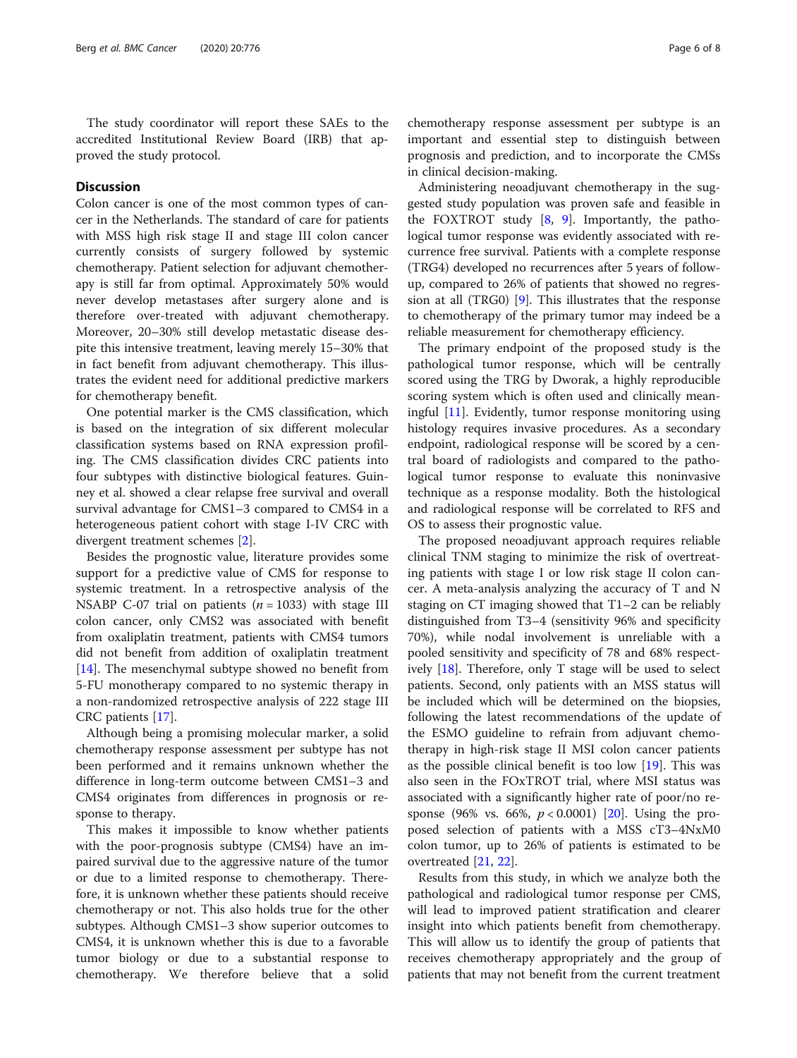The study coordinator will report these SAEs to the accredited Institutional Review Board (IRB) that approved the study protocol.

## Discussion

Colon cancer is one of the most common types of cancer in the Netherlands. The standard of care for patients with MSS high risk stage II and stage III colon cancer currently consists of surgery followed by systemic chemotherapy. Patient selection for adjuvant chemotherapy is still far from optimal. Approximately 50% would never develop metastases after surgery alone and is therefore over-treated with adjuvant chemotherapy. Moreover, 20–30% still develop metastatic disease despite this intensive treatment, leaving merely 15–30% that in fact benefit from adjuvant chemotherapy. This illustrates the evident need for additional predictive markers for chemotherapy benefit.

One potential marker is the CMS classification, which is based on the integration of six different molecular classification systems based on RNA expression profiling. The CMS classification divides CRC patients into four subtypes with distinctive biological features. Guinney et al. showed a clear relapse free survival and overall survival advantage for CMS1–3 compared to CMS4 in a heterogeneous patient cohort with stage I-IV CRC with divergent treatment schemes [2].

Besides the prognostic value, literature provides some support for a predictive value of CMS for response to systemic treatment. In a retrospective analysis of the NSABP C-07 trial on patients ($n = 1033$) with stage III colon cancer, only CMS2 was associated with benefit from oxaliplatin treatment, patients with CMS4 tumors did not benefit from addition of oxaliplatin treatment [14]. The mesenchymal subtype showed no benefit from 5-FU monotherapy compared to no systemic therapy in a non-randomized retrospective analysis of 222 stage III CRC patients [17].

Although being a promising molecular marker, a solid chemotherapy response assessment per subtype has not been performed and it remains unknown whether the difference in long-term outcome between CMS1–3 and CMS4 originates from differences in prognosis or response to therapy.

This makes it impossible to know whether patients with the poor-prognosis subtype (CMS4) have an impaired survival due to the aggressive nature of the tumor or due to a limited response to chemotherapy. Therefore, it is unknown whether these patients should receive chemotherapy or not. This also holds true for the other subtypes. Although CMS1–3 show superior outcomes to CMS4, it is unknown whether this is due to a favorable tumor biology or due to a substantial response to chemotherapy. We therefore believe that a solid chemotherapy response assessment per subtype is an important and essential step to distinguish between prognosis and prediction, and to incorporate the CMSs in clinical decision-making.

Administering neoadjuvant chemotherapy in the suggested study population was proven safe and feasible in the FOXTROT study [8, 9]. Importantly, the pathological tumor response was evidently associated with recurrence free survival. Patients with a complete response (TRG4) developed no recurrences after 5 years of follow-up, compared to 26% of patients that showed no regression at all (TRG0) [9]. This illustrates that the response to chemotherapy of the primary tumor may indeed be a reliable measurement for chemotherapy efficiency.

The primary endpoint of the proposed study is the pathological tumor response, which will be centrally scored using the TRG by Dworak, a highly reproducible scoring system which is often used and clinically meaningful [11]. Evidently, tumor response monitoring using histology requires invasive procedures. As a secondary endpoint, radiological response will be scored by a central board of radiologists and compared to the pathological tumor response to evaluate this noninvasive technique as a response modality. Both the histological and radiological response will be correlated to RFS and OS to assess their prognostic value.

The proposed neoadjuvant approach requires reliable clinical TNM staging to minimize the risk of overtreating patients with stage I or low risk stage II colon cancer. A meta-analysis analyzing the accuracy of T and N staging on CT imaging showed that T1–2 can be reliably distinguished from T3–4 (sensitivity 96% and specificity 70%), while nodal involvement is unreliable with a pooled sensitivity and specificity of 78 and 68% respectively [18]. Therefore, only T stage will be used to select patients. Second, only patients with an MSS status will be included which will be determined on the biopsies, following the latest recommendations of the update of the ESMO guideline to refrain from adjuvant chemotherapy in high-risk stage II MSI colon cancer patients as the possible clinical benefit is too low [19]. This was also seen in the FOxTROT trial, where MSI status was associated with a significantly higher rate of poor/no response (96% vs. 66%, $p < 0.0001$) [20]. Using the proposed selection of patients with a MSS cT3–4NxM0 colon tumor, up to 26% of patients is estimated to be overtreated [21, 22].

Results from this study, in which we analyze both the pathological and radiological tumor response per CMS, will lead to improved patient stratification and clearer insight into which patients benefit from chemotherapy. This will allow us to identify the group of patients that receives chemotherapy appropriately and the group of patients that may not benefit from the current treatment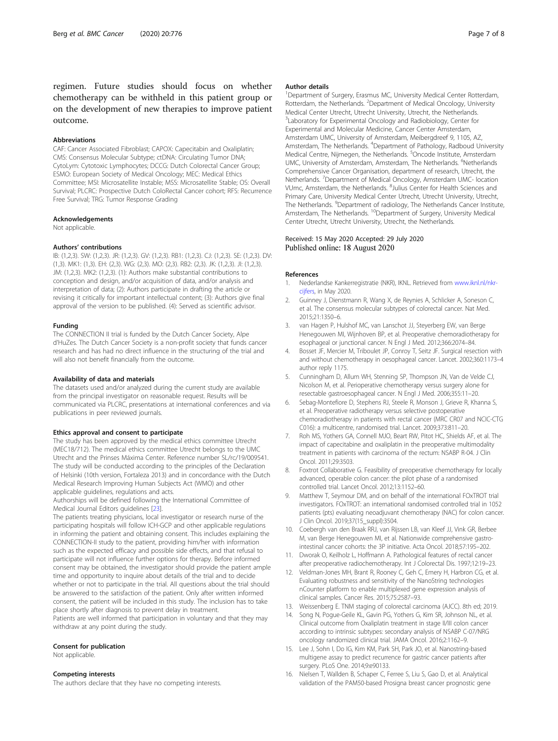regimen. Future studies should focus on whether chemotherapy can be withheld in this patient group or on the development of new therapies to improve patient outcome.

### Abbreviations

CAF: Cancer Associated Fibroblast; CAPOX: Capecitabin and Oxaliplatin; CMS: Consensus Molecular Subtype; ctDNA: Circulating Tumor DNA; CytoLym: Cytotoxic Lymphocytes; DCCG: Dutch Colorectal Cancer Group; ESMO: European Society of Medical Oncology; MEC: Medical Ethics Committee; MSI: Microsatellite Instable; MSS: Microsatellite Stable; OS: Overall Survival; PLCRC: Prospective Dutch ColoRectal Cancer cohort; RFS: Recurrence Free Survival; TRG: Tumor Response Grading

### Acknowledgements

Not applicable.

### Authors' contributions

IB: (1,2,3). SW: (1,2,3). JR: (1,2,3). GV: (1,2,3). RB1: (1,2,3). CJ: (1,2,3). SE: (1,2,3). DV: (1,3). MK1: (1,3). EH: (2,3). WG: (2,3). MO: (2,3). RB2: (2,3). JK: (1,2,3). JI: (1,2,3). JM: (1,2,3). MK2: (1,2,3). (1): Authors make substantial contributions to conception and design, and/or acquisition of data, and/or analysis and interpretation of data; (2): Authors participate in drafting the article or revising it critically for important intellectual content; (3): Authors give final approval of the version to be published. (4): Served as scientific advisor.

### Funding

The CONNECTION II trial is funded by the Dutch Cancer Society, Alpe d'HuZes. The Dutch Cancer Society is a non-profit society that funds cancer research and has had no direct influence in the structuring of the trial and will also not benefit financially from the outcome.

### Availability of data and materials

The datasets used and/or analyzed during the current study are available from the principal investigator on reasonable request. Results will be communicated via PLCRC, presentations at international conferences and via publications in peer reviewed journals.

### Ethics approval and consent to participate

The study has been approved by the medical ethics committee Utrecht (MEC18/712). The medical ethics committee Utrecht belongs to the UMC Utrecht and the Prinses Máxima Center. Reference number SL/rc/19/009541. The study will be conducted according to the principles of the Declaration of Helsinki (10th version, Fortaleza 2013) and in concordance with the Dutch Medical Research Improving Human Subjects Act (WMO) and other applicable guidelines, regulations and acts.

Authorships will be defined following the International Committee of Medical Journal Editors guidelines [23].

The patients treating physicians, local investigator or research nurse of the participating hospitals will follow ICH-GCP and other applicable regulations in informing the patient and obtaining consent. This includes explaining the CONNECTION-II study to the patient, providing him/her with information such as the expected efficacy and possible side effects, and that refusal to participate will not influence further options for therapy. Before informed consent may be obtained, the investigator should provide the patient ample time and opportunity to inquire about details of the trial and to decide whether or not to participate in the trial. All questions about the trial should be answered to the satisfaction of the patient. Only after written informed consent, the patient will be included in this study. The inclusion has to take place shortly after diagnosis to prevent delay in treatment.

Patients are well informed that participation in voluntary and that they may withdraw at any point during the study.

### Consent for publication

Not applicable.

### Competing interests

The authors declare that they have no competing interests.

### Author details

[1]Department of Surgery, Erasmus MC, University Medical Center Rotterdam, Rotterdam, the Netherlands. [2]Department of Medical Oncology, University Medical Center Utrecht, Utrecht University, Utrecht, the Netherlands. [3]Laboratory for Experimental Oncology and Radiobiology, Center for Experimental and Molecular Medicine, Cancer Center Amsterdam, Amsterdam UMC, University of Amsterdam, Meibergdreef 9, 1105, AZ, Amsterdam, The Netherlands. [4]Department of Pathology, Radboud University Medical Centre, Nijmegen, the Netherlands. [5]Oncode Institute, Amsterdam UMC, University of Amsterdam, Amsterdam, The Netherlands. [6]Netherlands Comprehensive Cancer Organisation, department of research, Utrecht, the Netherlands. [7]Department of Medical Oncology, Amsterdam UMC- location VUmc, Amsterdam, the Netherlands. [8]Julius Center for Health Sciences and Primary Care, University Medical Center Utrecht, Utrecht University, Utrecht, The Netherlands. [9]Department of radiology, The Netherlands Cancer Institute, Amsterdam, The Netherlands. [10]Department of Surgery, University Medical Center Utrecht, Utrecht University, Utrecht, the Netherlands.

Received: 15 May 2020 Accepted: 29 July 2020
Published online: 18 August 2020

### References

1. Nederlandse Kankerregistratie (NKR), IKNL. Retrieved from www.iknl.nl/nkr-cijfers, in May 2020.
2. Guinney J, Dienstmann R, Wang X, de Reynies A, Schlicker A, Soneson C, et al. The consensus molecular subtypes of colorectal cancer. Nat Med. 2015;21:1350–6.
3. van Hagen P, Hulshof MC, van Lanschot JJ, Steyerberg EW, van Berge Henegouwen MI, Wijnhoven BP, et al. Preoperative chemoradiotherapy for esophageal or junctional cancer. N Engl J Med. 2012;366:2074–84.
4. Bosset JF, Mercier M, Triboulet JP, Conroy T, Seitz JF. Surgical resection with and without chemotherapy in oesophageal cancer. Lancet. 2002;360:1173–4 author reply 1175.
5. Cunningham D, Allum WH, Stenning SP, Thompson JN, Van de Velde CJ, Nicolson M, et al. Perioperative chemotherapy versus surgery alone for resectable gastroesophageal cancer. N Engl J Med. 2006;355:11–20.
6. Sebag-Montefiore D, Stephens RJ, Steele R, Monson J, Grieve R, Khanna S, et al. Preoperative radiotherapy versus selective postoperative chemoradiotherapy in patients with rectal cancer (MRC CR07 and NCIC-CTG C016): a multicentre, randomised trial. Lancet. 2009;373:811–20.
7. Roh MS, Yothers GA, Connell MJO, Beart RW, Pitot HC, Shields AF, et al. The impact of capecitabine and oxaliplatin in the preoperative multimodality treatment in patients with carcinoma of the rectum: NSABP R-04. J Clin Oncol. 2011;29:3503.
8. Foxtrot Collaborative G. Feasibility of preoperative chemotherapy for locally advanced, operable colon cancer: the pilot phase of a randomised controlled trial. Lancet Oncol. 2012;13:1152–60.
9. Matthew T, Seymour DM, and on behalf of the international FOxTROT trial investigators. FOxTROT: an international randomised controlled trial in 1052 patients (pts) evaluating neoadjuvant chemotherapy (NAC) for colon cancer. J Clin Oncol. 2019;37(15_suppl):3504.
10. Coebergh van den Braak RRJ, van Rijssen LB, van Kleef JJ, Vink GR, Berbee M, van Berge Henegouwen MI, et al. Nationwide comprehensive gastro-intestinal cancer cohorts: the 3P initiative. Acta Oncol. 2018;57:195–202.
11. Dworak O, Keilholz L, Hoffmann A. Pathological features of rectal cancer after preoperative radiochemotherapy. Int J Colorectal Dis. 1997;12:19–23.
12. Veldman-Jones MH, Brant R, Rooney C, Geh C, Emery H, Harbron CG, et al. Evaluating robustness and sensitivity of the NanoString technologies nCounter platform to enable multiplexed gene expression analysis of clinical samples. Cancer Res. 2015;75:2587–93.
13. Weissenberg E. TNM staging of colorectal carcinoma (AJCC). 8th ed; 2019.
14. Song N, Pogue-Geile KL, Gavin PG, Yothers G, Kim SR, Johnson NL, et al. Clinical outcome from Oxaliplatin treatment in stage II/III colon cancer according to intrinsic subtypes: secondary analysis of NSABP C-07/NRG oncology randomized clinical trial. JAMA Oncol. 2016;2:1162–9.
15. Lee J, Sohn I, Do IG, Kim KM, Park SH, Park JO, et al. Nanostring-based multigene assay to predict recurrence for gastric cancer patients after surgery. PLoS One. 2014;9:e90133.
16. Nielsen T, Wallden B, Schaper C, Ferree S, Liu S, Gao D, et al. Analytical validation of the PAM50-based Prosigna breast cancer prognostic gene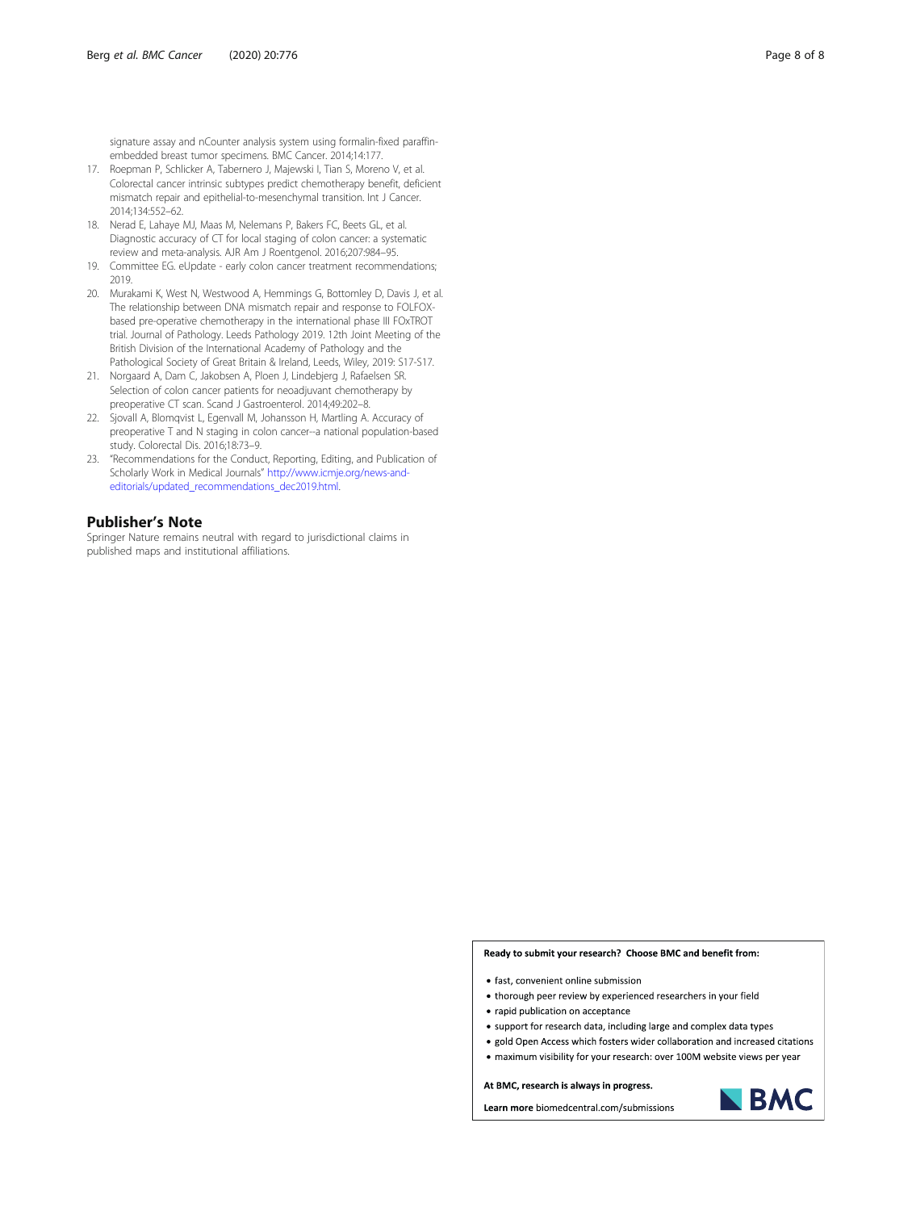signature assay and nCounter analysis system using formalin-fixed paraffin-embedded breast tumor specimens. BMC Cancer. 2014;14:177.

17. Roepman P, Schlicker A, Tabernero J, Majewski I, Tian S, Moreno V, et al. Colorectal cancer intrinsic subtypes predict chemotherapy benefit, deficient mismatch repair and epithelial-to-mesenchymal transition. Int J Cancer. 2014;134:552–62.
18. Nerad E, Lahaye MJ, Maas M, Nelemans P, Bakers FC, Beets GL, et al. Diagnostic accuracy of CT for local staging of colon cancer: a systematic review and meta-analysis. AJR Am J Roentgenol. 2016;207:984–95.
19. Committee EG. eUpdate - early colon cancer treatment recommendations; 2019.
20. Murakami K, West N, Westwood A, Hemmings G, Bottomley D, Davis J, et al. The relationship between DNA mismatch repair and response to FOLFOX-based pre-operative chemotherapy in the international phase III FOxTROT trial. Journal of Pathology. Leeds Pathology 2019. 12th Joint Meeting of the British Division of the International Academy of Pathology and the Pathological Society of Great Britain & Ireland, Leeds, Wiley, 2019: S17-S17.
21. Norgaard A, Dam C, Jakobsen A, Ploen J, Lindebjerg J, Rafaelsen SR. Selection of colon cancer patients for neoadjuvant chemotherapy by preoperative CT scan. Scand J Gastroenterol. 2014;49:202–8.
22. Sjovall A, Blomqvist L, Egenvall M, Johansson H, Martling A. Accuracy of preoperative T and N staging in colon cancer--a national population-based study. Colorectal Dis. 2016;18:73–9.
23. "Recommendations for the Conduct, Reporting, Editing, and Publication of Scholarly Work in Medical Journals" http://www.icmje.org/news-and-editorials/updated_recommendations_dec2019.html.

## Publisher's Note

Springer Nature remains neutral with regard to jurisdictional claims in published maps and institutional affiliations.

**Ready to submit your research? Choose BMC and benefit from:**

- fast, convenient online submission
- thorough peer review by experienced researchers in your field
- rapid publication on acceptance
- support for research data, including large and complex data types
- gold Open Access which fosters wider collaboration and increased citations
- maximum visibility for your research: over 100M website views per year

**At BMC, research is always in progress.**

**Learn more** biomedcentral.com/submissions

BMC